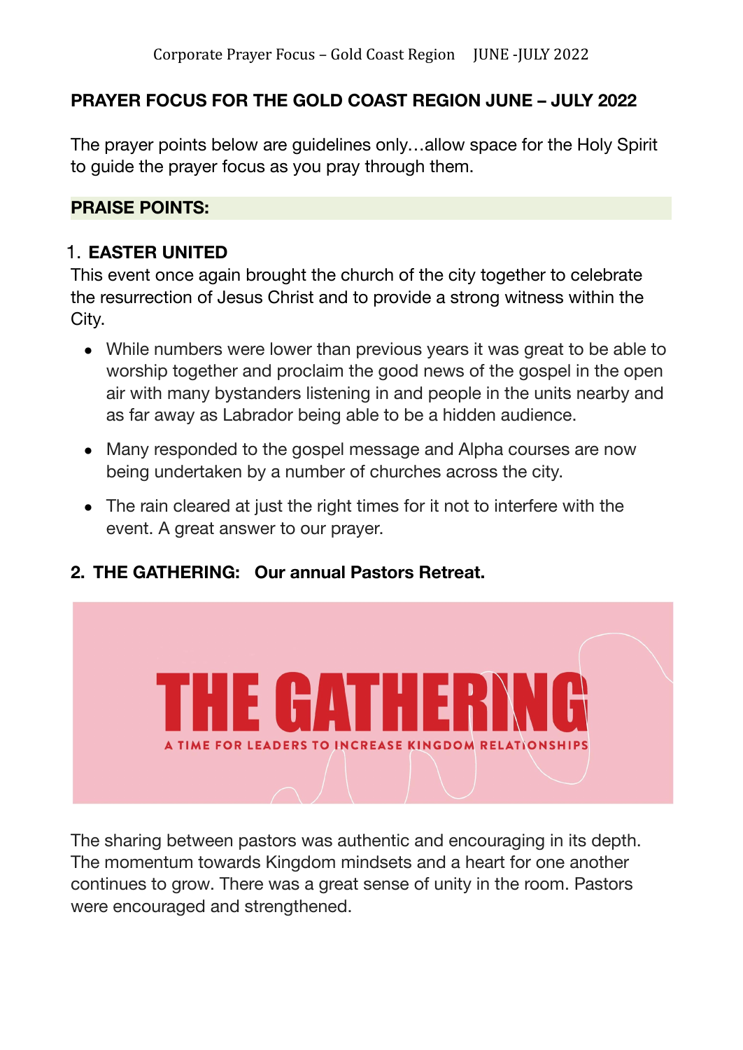## PRAYER FOCUS FOR THE GOLD COAST REGION JUNE – JULY 2022

The prayer points below are guidelines only…allow space for the Holy Spirit to guide the prayer focus as you pray through them.

### PRAISE POINTS:

1. **EASTER UNITED**

This event once again brought the church of the city together to celebrate the resurrection of Jesus Christ and to provide a strong witness within the City.

- While numbers were lower than previous years it was great to be able to worship together and proclaim the good news of the gospel in the open air with many bystanders listening in and people in the units nearby and as far away as Labrador being able to be a hidden audience.
- Many responded to the gospel message and Alpha courses are now being undertaken by a number of churches across the city.
- The rain cleared at just the right times for it not to interfere with the event. A great answer to our prayer.

2. **THE GATHERING: Our annual Pastors Retreat.**

THE GATHERING

A TIME FOR LEADERS TO INCREASE KINGDOM RELATIONSHIPS

The sharing between pastors was authentic and encouraging in its depth. The momentum towards Kingdom mindsets and a heart for one another continues to grow. There was a great sense of unity in the room. Pastors were encouraged and strengthened.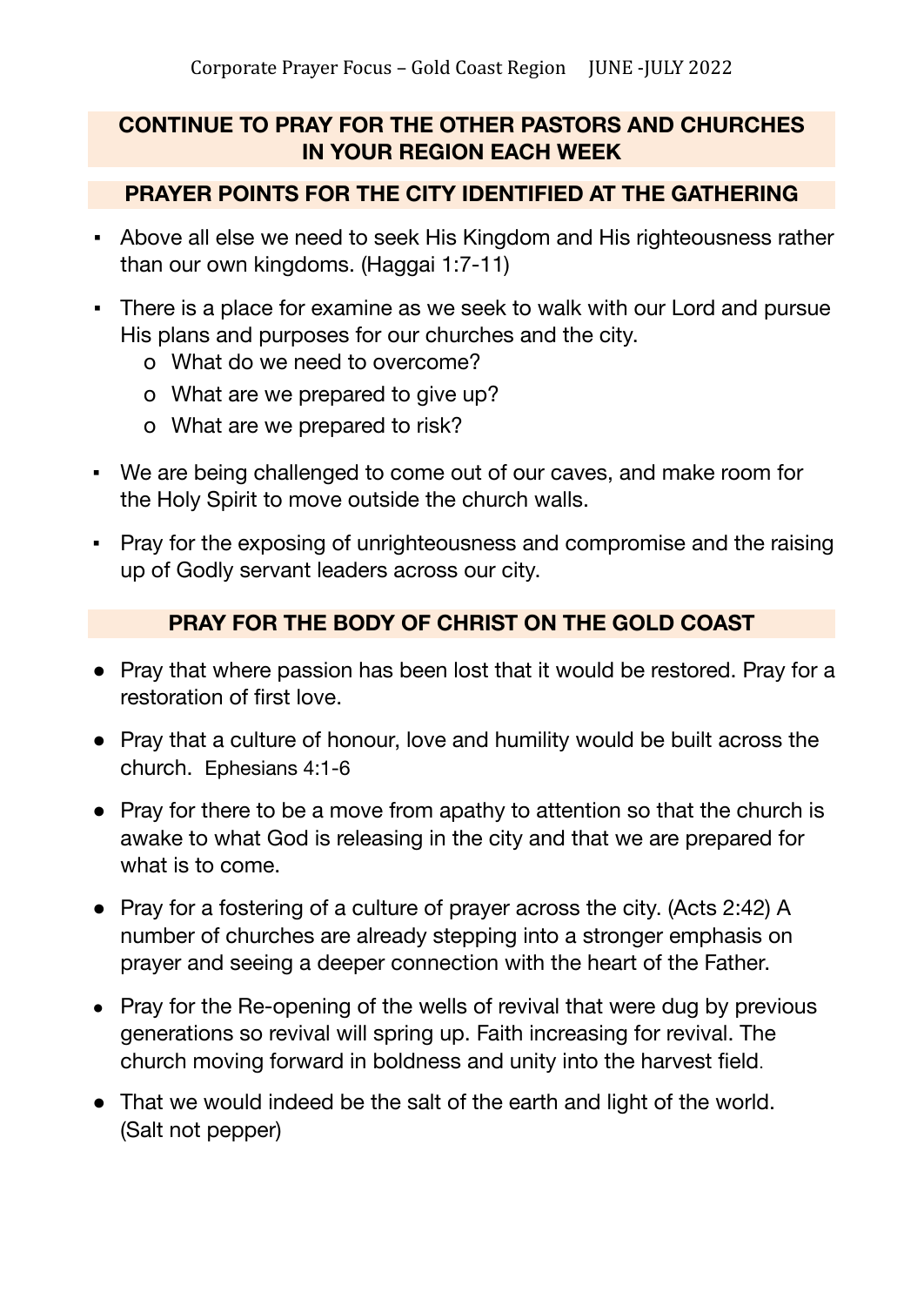**CONTINUE TO PRAY FOR THE OTHER PASTORS AND CHURCHES IN YOUR REGION EACH WEEK**

**PRAYER POINTS FOR THE CITY IDENTIFIED AT THE GATHERING**

- Above all else we need to seek His Kingdom and His righteousness rather than our own kingdoms. (Haggai 1:7-11)
- There is a place for examine as we seek to walk with our Lord and pursue His plans and purposes for our churches and the city.
  - What do we need to overcome?
  - What are we prepared to give up?
  - What are we prepared to risk?
- We are being challenged to come out of our caves, and make room for the Holy Spirit to move outside the church walls.
- Pray for the exposing of unrighteousness and compromise and the raising up of Godly servant leaders across our city.

**PRAY FOR THE BODY OF CHRIST ON THE GOLD COAST**

- Pray that where passion has been lost that it would be restored. Pray for a restoration of first love.
- Pray that a culture of honour, love and humility would be built across the church. Ephesians 4:1-6
- Pray for there to be a move from apathy to attention so that the church is awake to what God is releasing in the city and that we are prepared for what is to come.
- Pray for a fostering of a culture of prayer across the city. (Acts 2:42) A number of churches are already stepping into a stronger emphasis on prayer and seeing a deeper connection with the heart of the Father.
- Pray for the Re-opening of the wells of revival that were dug by previous generations so revival will spring up. Faith increasing for revival. The church moving forward in boldness and unity into the harvest field.
- That we would indeed be the salt of the earth and light of the world. (Salt not pepper)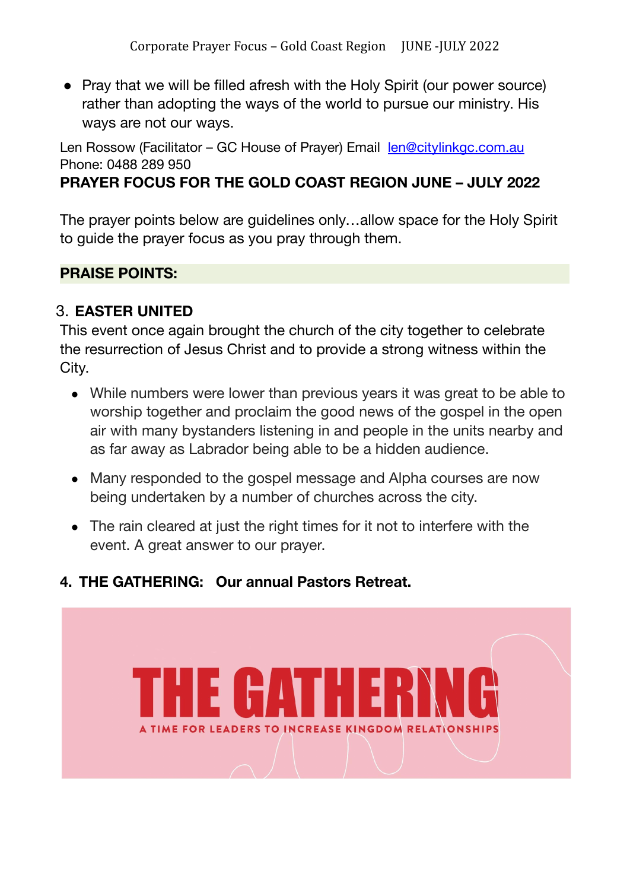- Pray that we will be filled afresh with the Holy Spirit (our power source) rather than adopting the ways of the world to pursue our ministry. His ways are not our ways.

Len Rossow (Facilitator – GC House of Prayer) Email [len@citylinkgc.com.au](mailto:len@citylinkgc.com.au)
Phone: 0488 289 950

**PRAYER FOCUS FOR THE GOLD COAST REGION JUNE – JULY 2022**

The prayer points below are guidelines only…allow space for the Holy Spirit to guide the prayer focus as you pray through them.

**PRAISE POINTS:**

3. **EASTER UNITED**

This event once again brought the church of the city together to celebrate the resurrection of Jesus Christ and to provide a strong witness within the City.

- While numbers were lower than previous years it was great to be able to worship together and proclaim the good news of the gospel in the open air with many bystanders listening in and people in the units nearby and as far away as Labrador being able to be a hidden audience.
- Many responded to the gospel message and Alpha courses are now being undertaken by a number of churches across the city.
- The rain cleared at just the right times for it not to interfere with the event. A great answer to our prayer.

4. **THE GATHERING: Our annual Pastors Retreat.**

**THE GATHERING**

A TIME FOR LEADERS TO INCREASE KINGDOM RELATIONSHIPS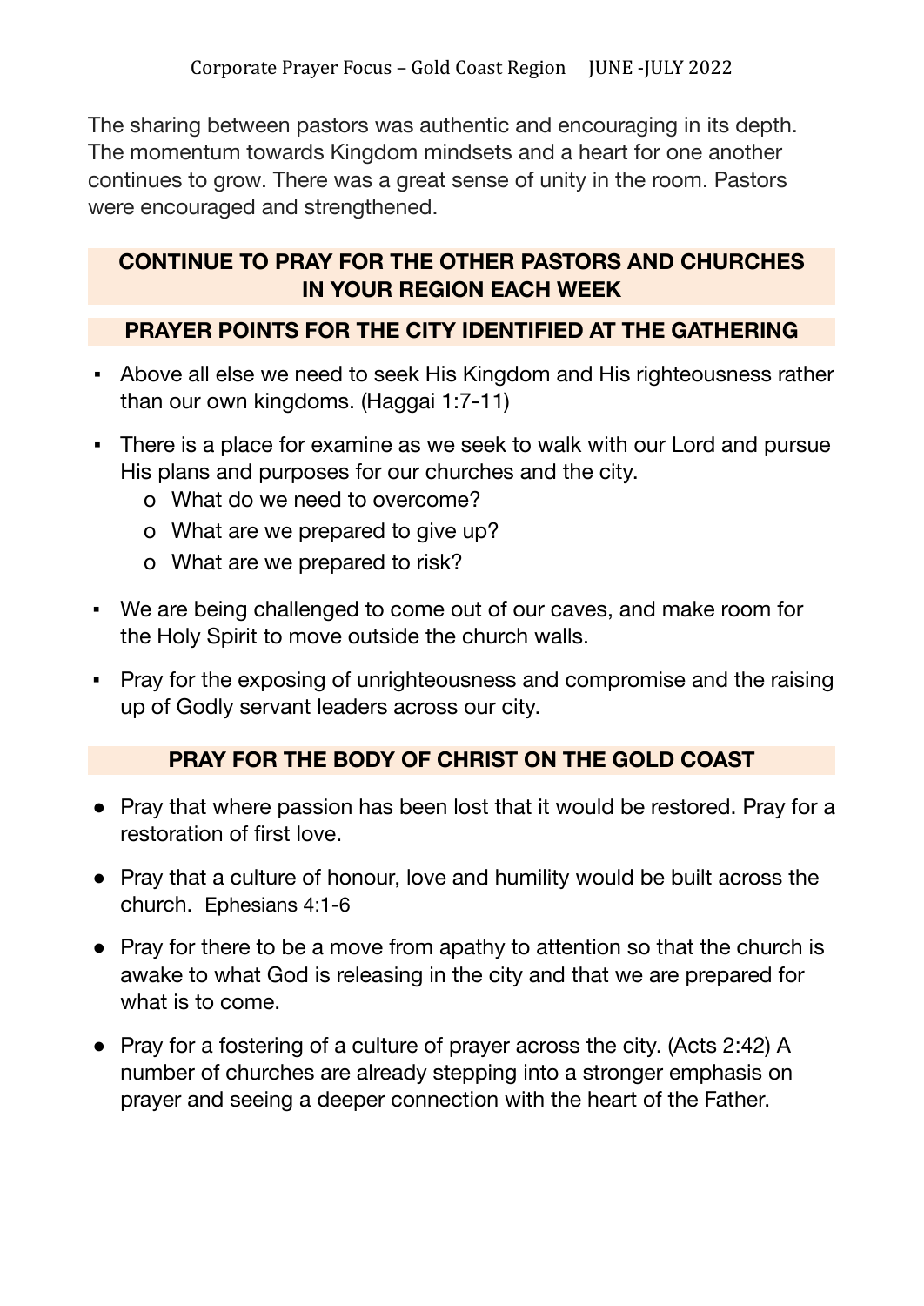The sharing between pastors was authentic and encouraging in its depth. The momentum towards Kingdom mindsets and a heart for one another continues to grow. There was a great sense of unity in the room. Pastors were encouraged and strengthened.

## CONTINUE TO PRAY FOR THE OTHER PASTORS AND CHURCHES IN YOUR REGION EACH WEEK

## PRAYER POINTS FOR THE CITY IDENTIFIED AT THE GATHERING

- Above all else we need to seek His Kingdom and His righteousness rather than our own kingdoms. (Haggai 1:7-11)
- There is a place for examine as we seek to walk with our Lord and pursue His plans and purposes for our churches and the city.
  - What do we need to overcome?
  - What are we prepared to give up?
  - What are we prepared to risk?
- We are being challenged to come out of our caves, and make room for the Holy Spirit to move outside the church walls.
- Pray for the exposing of unrighteousness and compromise and the raising up of Godly servant leaders across our city.

## PRAY FOR THE BODY OF CHRIST ON THE GOLD COAST

- Pray that where passion has been lost that it would be restored. Pray for a restoration of first love.
- Pray that a culture of honour, love and humility would be built across the church. Ephesians 4:1-6
- Pray for there to be a move from apathy to attention so that the church is awake to what God is releasing in the city and that we are prepared for what is to come.
- Pray for a fostering of a culture of prayer across the city. (Acts 2:42) A number of churches are already stepping into a stronger emphasis on prayer and seeing a deeper connection with the heart of the Father.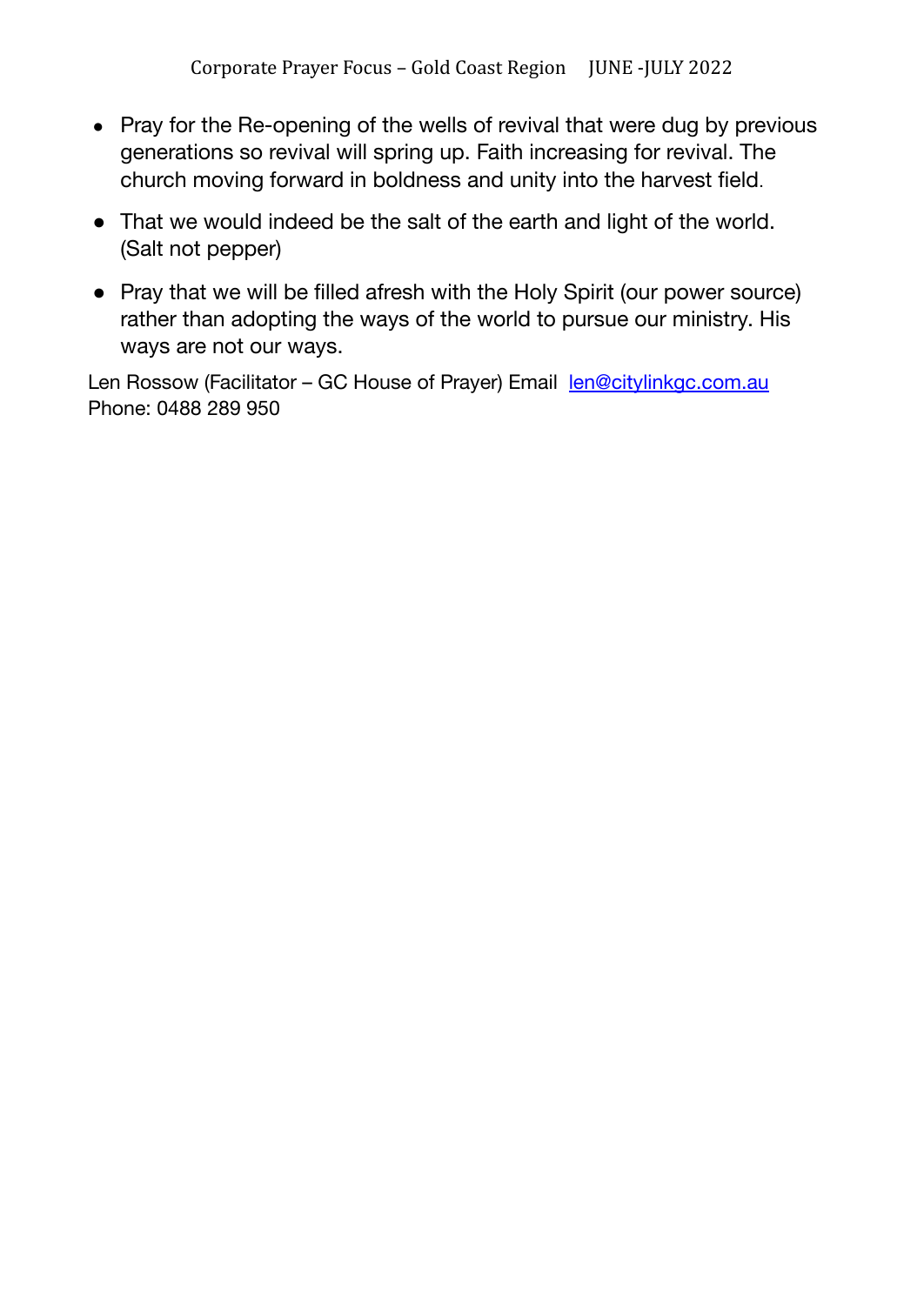- Pray for the Re-opening of the wells of revival that were dug by previous generations so revival will spring up. Faith increasing for revival. The church moving forward in boldness and unity into the harvest field.
- That we would indeed be the salt of the earth and light of the world. (Salt not pepper)
- Pray that we will be filled afresh with the Holy Spirit (our power source) rather than adopting the ways of the world to pursue our ministry. His ways are not our ways.

Len Rossow (Facilitator – GC House of Prayer) Email len@citylinkgc.com.au
Phone: 0488 289 950